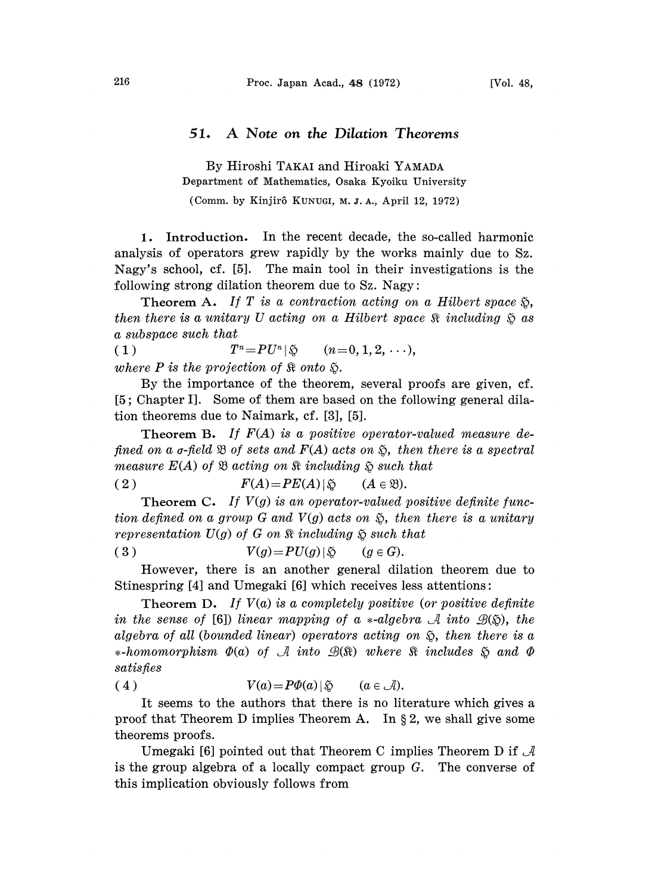# 51. A Note on the Dilation Theorems

By Hiroshi TAKAI and Hiroaki YAMADA

Department of Mathematics, Osaka Kyoiku University

(Comm. by Kinjirô KUNUGI, M. J. A., April 12, 1972)

**1. Introduction.** In the recent decade, the so-called harmonic analysis of operators grew rapidly by the works mainly due to Sz. Nagy's school, cf. [5]. The main tool in their investigations is the following strong dilation theorem due to Sz. Nagy:

**Theorem A.** *If $T$ is a contraction acting on a Hilbert space $\mathfrak{H}$, then there is a unitary $U$ acting on a Hilbert space $\mathfrak{K}$ including $\mathfrak{H}$ as a subspace such that*

$$T^n = PU^n | \mathfrak{H} \qquad (n=0,1,2,\cdots), \tag{1}$$

*where $P$ is the projection of $\mathfrak{K}$ onto $\mathfrak{H}$.*

By the importance of the theorem, several proofs are given, cf. [5; Chapter I]. Some of them are based on the following general dilation theorems due to Naimark, cf. [3], [5].

**Theorem B.** *If $F(A)$ is a positive operator-valued measure defined on a $\sigma$-field $\mathfrak{B}$ of sets and $F(A)$ acts on $\mathfrak{H}$, then there is a spectral measure $E(A)$ of $\mathfrak{B}$ acting on $\mathfrak{K}$ including $\mathfrak{H}$ such that*

$$F(A) = PE(A) | \mathfrak{H} \qquad (A \in \mathfrak{B}). \tag{2}$$

**Theorem C.** *If $V(g)$ is an operator-valued positive definite function defined on a group $G$ and $V(g)$ acts on $\mathfrak{H}$, then there is a unitary representation $U(g)$ of $G$ on $\mathfrak{K}$ including $\mathfrak{H}$ such that*

$$V(g) = PU(g) | \mathfrak{H} \qquad (g \in G). \tag{3}$$

However, there is an another general dilation theorem due to Stinespring [4] and Umegaki [6] which receives less attentions:

**Theorem D.** *If $V(a)$ is a completely positive (or positive definite in the sense of [6]) linear mapping of a $*$-algebra $\mathcal{A}$ into $\mathcal{B}(\mathfrak{H})$, the algebra of all (bounded linear) operators acting on $\mathfrak{H}$, then there is a $*$-homomorphism $\Phi(a)$ of $\mathcal{A}$ into $\mathcal{B}(\mathfrak{K})$ where $\mathfrak{K}$ includes $\mathfrak{H}$ and $\Phi$ satisfies*

$$V(a) = P\Phi(a) | \mathfrak{H} \qquad (a \in \mathcal{A}). \tag{4}$$

It seems to the authors that there is no literature which gives a proof that Theorem D implies Theorem A. In § 2, we shall give some theorems proofs.

Umegaki [6] pointed out that Theorem C implies Theorem D if $\mathcal{A}$ is the group algebra of a locally compact group $G$. The converse of this implication obviously follows from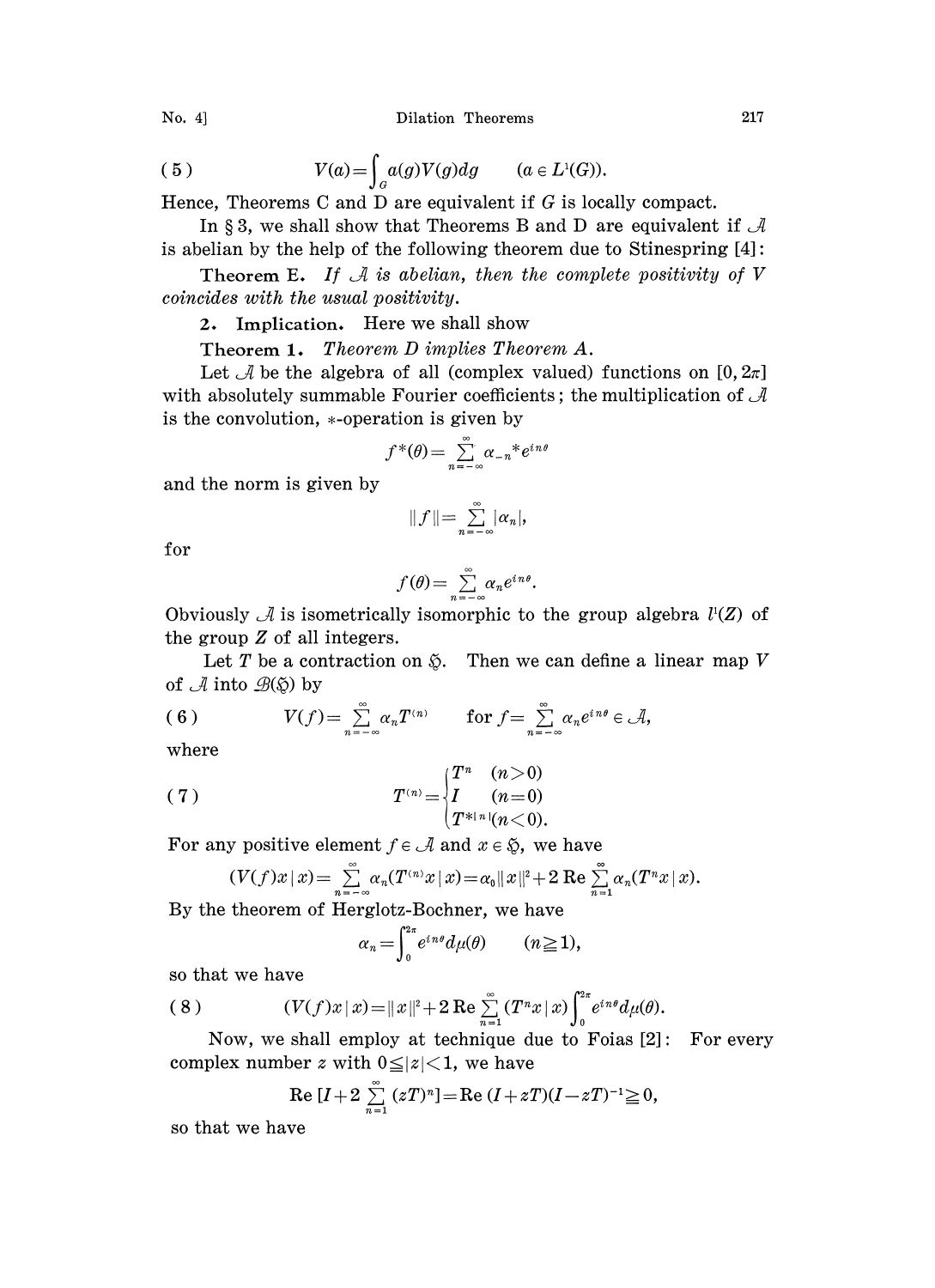$$V(a)=\int_G a(g)V(g)dg \qquad (a \in L^1(G)). \tag{5}$$

Hence, Theorems C and D are equivalent if $G$ is locally compact.

In § 3, we shall show that Theorems B and D are equivalent if $\mathcal{A}$ is abelian by the help of the following theorem due to Stinespring [4]:

**Theorem E.** *If $\mathcal{A}$ is abelian, then the complete positivity of $V$ coincides with the usual positivity.*

**2. Implication.** Here we shall show

**Theorem 1.** *Theorem D implies Theorem A.*

Let $\mathcal{A}$ be the algebra of all (complex valued) functions on $[0, 2\pi]$ with absolutely summable Fourier coefficients; the multiplication of $\mathcal{A}$ is the convolution, $*$-operation is given by

$$f^*(\theta)=\sum_{n=-\infty}^{\infty} \alpha_{-n}{}^* e^{in\theta}$$

and the norm is given by

$$\|f\|=\sum_{n=-\infty}^{\infty}|\alpha_n|,$$

for

$$f(\theta)=\sum_{n=-\infty}^{\infty}\alpha_n e^{in\theta}.$$

Obviously $\mathcal{A}$ is isometrically isomorphic to the group algebra $l^1(Z)$ of the group $Z$ of all integers.

Let $T$ be a contraction on $\mathfrak{H}$. Then we can define a linear map $V$ of $\mathcal{A}$ into $\mathcal{B}(\mathfrak{H})$ by

$$V(f)=\sum_{n=-\infty}^{\infty}\alpha_n T^{(n)} \qquad \text{for } f=\sum_{n=-\infty}^{\infty}\alpha_n e^{in\theta}\in\mathcal{A}, \tag{6}$$

where

$$T^{(n)}=\begin{cases} T^n & (n>0)\\ I & (n=0)\\ T^{*|n|} & (n<0).\end{cases} \tag{7}$$

For any positive element $f \in \mathcal{A}$ and $x \in \mathfrak{H}$, we have

$$(V(f)x\,|\,x)=\sum_{n=-\infty}^{\infty}\alpha_n(T^{(n)}x\,|\,x)=\alpha_0\|x\|^2+2\,\mathrm{Re}\sum_{n=1}^{\infty}\alpha_n(T^n x\,|\,x).$$

By the theorem of Herglotz-Bochner, we have

$$\alpha_n=\int_0^{2\pi}e^{in\theta}d\mu(\theta) \qquad (n\geqq 1),$$

so that we have

$$(V(f)x\,|\,x)=\|x\|^2+2\,\mathrm{Re}\sum_{n=1}^{\infty}(T^n x\,|\,x)\int_0^{2\pi}e^{in\theta}d\mu(\theta). \tag{8}$$

Now, we shall employ at technique due to Foias [2]: For every complex number $z$ with $0\leqq|z|<1$, we have

$$\mathrm{Re}\,[I+2\sum_{n=1}^{\infty}(zT)^n]=\mathrm{Re}\,(I+zT)(I-zT)^{-1}\geqq 0,$$

so that we have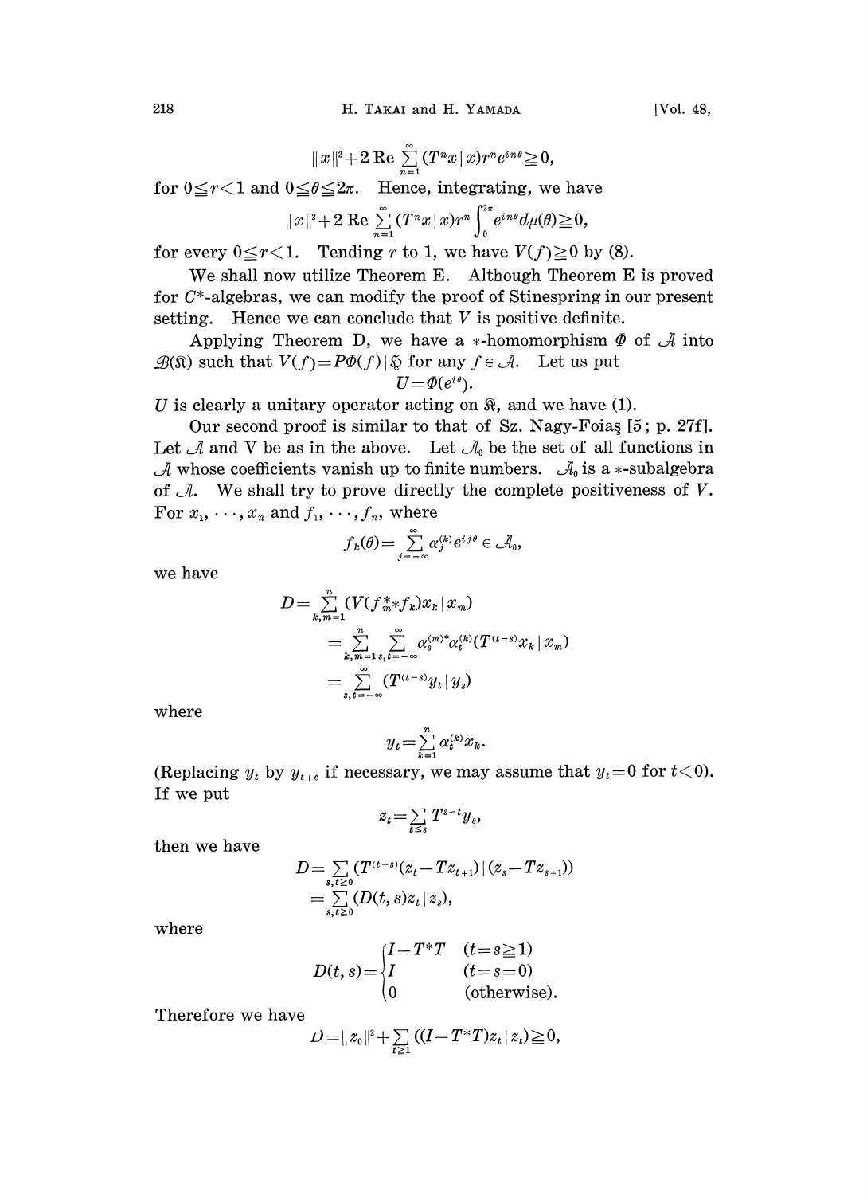$$\|x\|^2+2\,\mathrm{Re}\sum_{n=1}^{\infty}(T^n x\,|\,x)r^n e^{in\theta}\geqq 0,$$

for $0\leqq r<1$ and $0\leqq\theta\leqq 2\pi$. Hence, integrating, we have

$$\|x\|^2+2\,\mathrm{Re}\sum_{n=1}^{\infty}(T^n x\,|\,x)r^n\int_0^{2\pi}e^{in\theta}d\mu(\theta)\geqq 0,$$

for every $0\leqq r<1$. Tending $r$ to 1, we have $V(f)\geqq 0$ by (8).

We shall now utilize Theorem E. Although Theorem E is proved for $C^*$-algebras, we can modify the proof of Stinespring in our present setting. Hence we can conclude that $V$ is positive definite.

Applying Theorem D, we have a $*$-homomorphism $\Phi$ of $\mathcal{A}$ into $\mathcal{B}(\mathfrak{K})$ such that $V(f)=P\Phi(f)\,|\,\mathfrak{H}$ for any $f\in\mathcal{A}$. Let us put

$$U=\Phi(e^{i\theta}).$$

$U$ is clearly a unitary operator acting on $\mathfrak{K}$, and we have (1).

Our second proof is similar to that of Sz. Nagy-Foiaş [5; p. 27f]. Let $\mathcal{A}$ and V be as in the above. Let $\mathcal{A}_0$ be the set of all functions in $\mathcal{A}$ whose coefficients vanish up to finite numbers. $\mathcal{A}_0$ is a $*$-subalgebra of $\mathcal{A}$. We shall try to prove directly the complete positiveness of $V$. For $x_1,\cdots,x_n$ and $f_1,\cdots,f_n$, where

$$f_k(\theta)=\sum_{j=-\infty}^{\infty}\alpha_j^{(k)}e^{ij\theta}\in\mathcal{A}_0,$$

we have

$$\begin{aligned}D&=\sum_{k,m=1}^{n}(V(f_m^* f_k)x_k\,|\,x_m)\\&=\sum_{k,m=1}^{n}\sum_{s,t=-\infty}^{\infty}\alpha_s^{(m)*}\alpha_t^{(k)}(T^{(t-s)}x_k\,|\,x_m)\\&=\sum_{s,t=-\infty}^{\infty}(T^{(t-s)}y_t\,|\,y_s)\end{aligned}$$

where

$$y_t=\sum_{k=1}^{n}\alpha_t^{(k)}x_k.$$

(Replacing $y_t$ by $y_{t+c}$ if necessary, we may assume that $y_t=0$ for $t<0$). If we put

$$z_t=\sum_{t\leqq s}T^{s-t}y_s,$$

then we have

$$\begin{aligned}D&=\sum_{s,t\geqq 0}(T^{(t-s)}(z_t-Tz_{t+1})\,|\,(z_s-Tz_{s+1}))\\&=\sum_{s,t\geqq 0}(D(t,s)z_t\,|\,z_s),\end{aligned}$$

where

$$D(t,s)=\begin{cases}I-T^*T & (t=s\geqq 1)\\ I & (t=s=0)\\ 0 & (\text{otherwise}).\end{cases}$$

Therefore we have

$$D=\|z_0\|^2+\sum_{t\geqq 1}((I-T^*T)z_t\,|\,z_t)\geqq 0,$$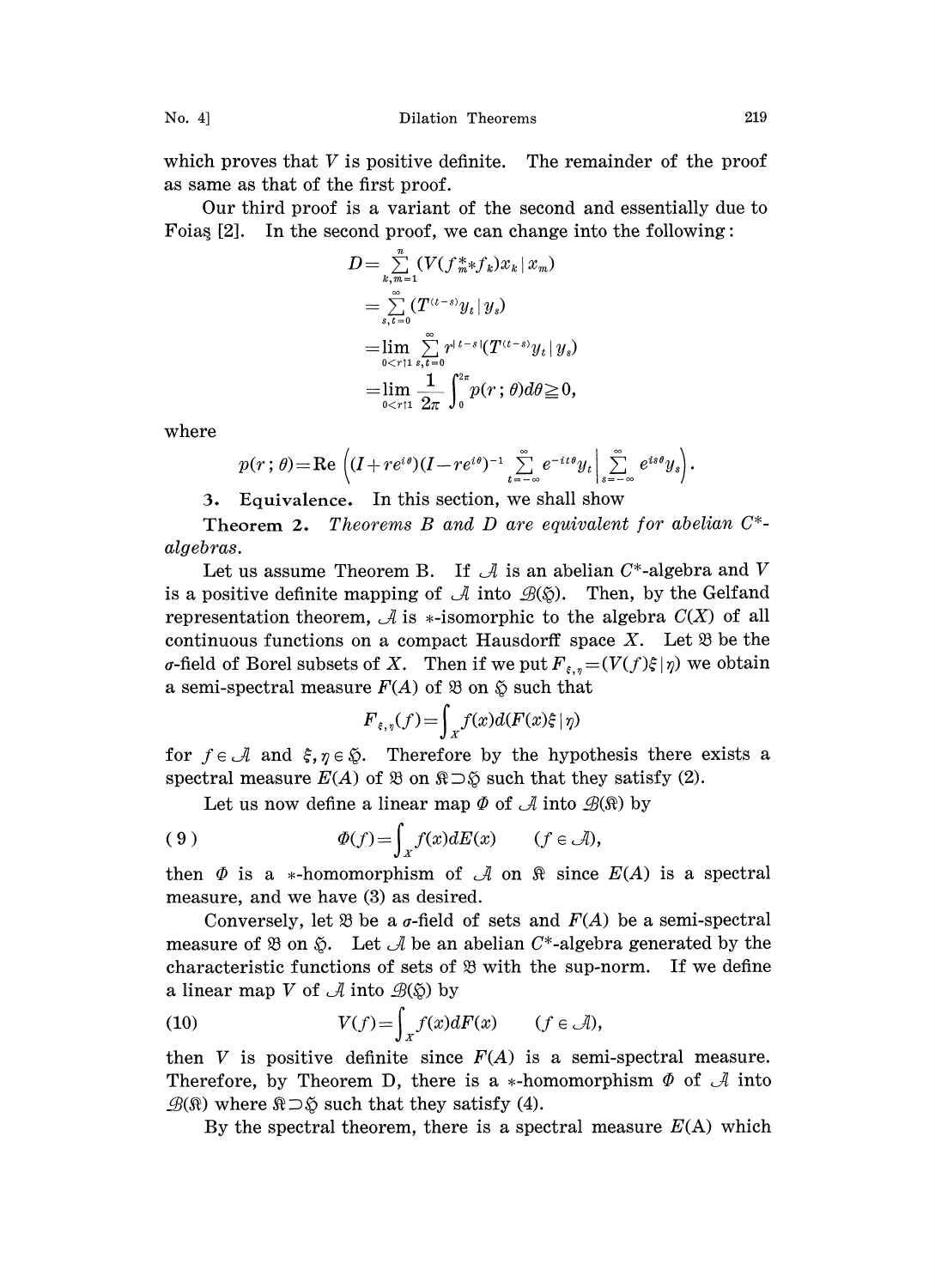which proves that $V$ is positive definite. The remainder of the proof as same as that of the first proof.

Our third proof is a variant of the second and essentially due to Foiaş [2]. In the second proof, we can change into the following:

$$
\begin{aligned}
D &= \sum_{k,m=1}^{n} (V(f_m^* * f_k) x_k \mid x_m) \\
&= \sum_{s,t=0}^{\infty} (T^{(t-s)} y_t \mid y_s) \\
&= \lim_{0<r \uparrow 1} \sum_{s,t=0}^{\infty} r^{|t-s|} (T^{(t-s)} y_t \mid y_s) \\
&= \lim_{0<r \uparrow 1} \frac{1}{2\pi} \int_0^{2\pi} p(r\,;\theta) d\theta \geqq 0,
\end{aligned}
$$

where

$$
p(r\,;\theta) = \operatorname{Re}\left( (I + re^{i\theta})(I - re^{i\theta})^{-1} \sum_{t=-\infty}^{\infty} e^{-it\theta} y_t \,\Big|\, \sum_{s=-\infty}^{\infty} e^{is\theta} y_s \right).
$$

**3. Equivalence.** In this section, we shall show

**Theorem 2.** *Theorems B and D are equivalent for abelian $C^*$-algebras.*

Let us assume Theorem B. If $\mathcal{A}$ is an abelian $C^*$-algebra and $V$ is a positive definite mapping of $\mathcal{A}$ into $\mathcal{B}(\mathfrak{H})$. Then, by the Gelfand representation theorem, $\mathcal{A}$ is $*$-isomorphic to the algebra $C(X)$ of all continuous functions on a compact Hausdorff space $X$. Let $\mathfrak{B}$ be the $\sigma$-field of Borel subsets of $X$. Then if we put $F_{\xi,\eta} = (V(f)\xi \mid \eta)$ we obtain a semi-spectral measure $F(A)$ of $\mathfrak{B}$ on $\mathfrak{H}$ such that

$$
F_{\xi,\eta}(f) = \int_X f(x) d(F(x)\xi \mid \eta)
$$

for $f \in \mathcal{A}$ and $\xi, \eta \in \mathfrak{H}$. Therefore by the hypothesis there exists a spectral measure $E(A)$ of $\mathfrak{B}$ on $\mathfrak{K} \supset \mathfrak{H}$ such that they satisfy (2).

Let us now define a linear map $\Phi$ of $\mathcal{A}$ into $\mathcal{B}(\mathfrak{K})$ by

$$
\Phi(f) = \int_X f(x) dE(x) \qquad (f \in \mathcal{A}), \tag{9}
$$

then $\Phi$ is a $*$-homomorphism of $\mathcal{A}$ on $\mathfrak{K}$ since $E(A)$ is a spectral measure, and we have (3) as desired.

Conversely, let $\mathfrak{B}$ be a $\sigma$-field of sets and $F(A)$ be a semi-spectral measure of $\mathfrak{B}$ on $\mathfrak{H}$. Let $\mathcal{A}$ be an abelian $C^*$-algebra generated by the characteristic functions of sets of $\mathfrak{B}$ with the sup-norm. If we define a linear map $V$ of $\mathcal{A}$ into $\mathcal{B}(\mathfrak{H})$ by

$$
V(f) = \int_X f(x) dF(x) \qquad (f \in \mathcal{A}), \tag{10}
$$

then $V$ is positive definite since $F(A)$ is a semi-spectral measure. Therefore, by Theorem D, there is a $*$-homomorphism $\Phi$ of $\mathcal{A}$ into $\mathcal{B}(\mathfrak{K})$ where $\mathfrak{K} \supset \mathfrak{H}$ such that they satisfy (4).

By the spectral theorem, there is a spectral measure $E(A)$ which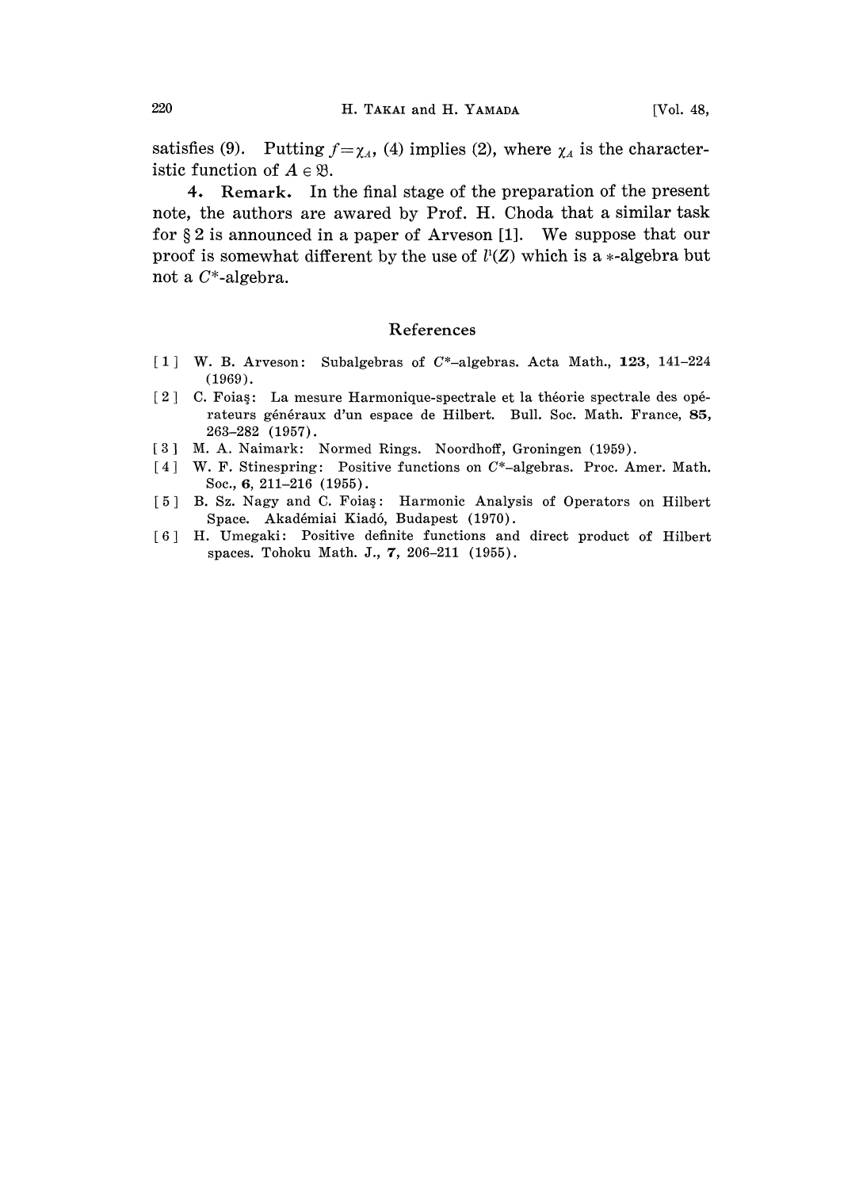satisfies (9). Putting $f=\chi_A$, (4) implies (2), where $\chi_A$ is the characteristic function of $A \in \mathfrak{B}$.

**4. Remark.** In the final stage of the preparation of the present note, the authors are awared by Prof. H. Choda that a similar task for § 2 is announced in a paper of Arveson [1]. We suppose that our proof is somewhat different by the use of $l^1(Z)$ which is a $*$-algebra but not a $C^*$-algebra.

## References

[1] W. B. Arveson: Subalgebras of $C^*$-algebras. Acta Math., **123**, 141–224 (1969).

[2] C. Foiaş: La mesure Harmonique-spectrale et la théorie spectrale des opérateurs généraux d'un espace de Hilbert. Bull. Soc. Math. France, **85**, 263–282 (1957).

[3] M. A. Naimark: Normed Rings. Noordhoff, Groningen (1959).

[4] W. F. Stinespring: Positive functions on $C^*$-algebras. Proc. Amer. Math. Soc., **6**, 211–216 (1955).

[5] B. Sz. Nagy and C. Foiaş: Harmonic Analysis of Operators on Hilbert Space. Akadémiai Kiadó, Budapest (1970).

[6] H. Umegaki: Positive definite functions and direct product of Hilbert spaces. Tohoku Math. J., **7**, 206–211 (1955).